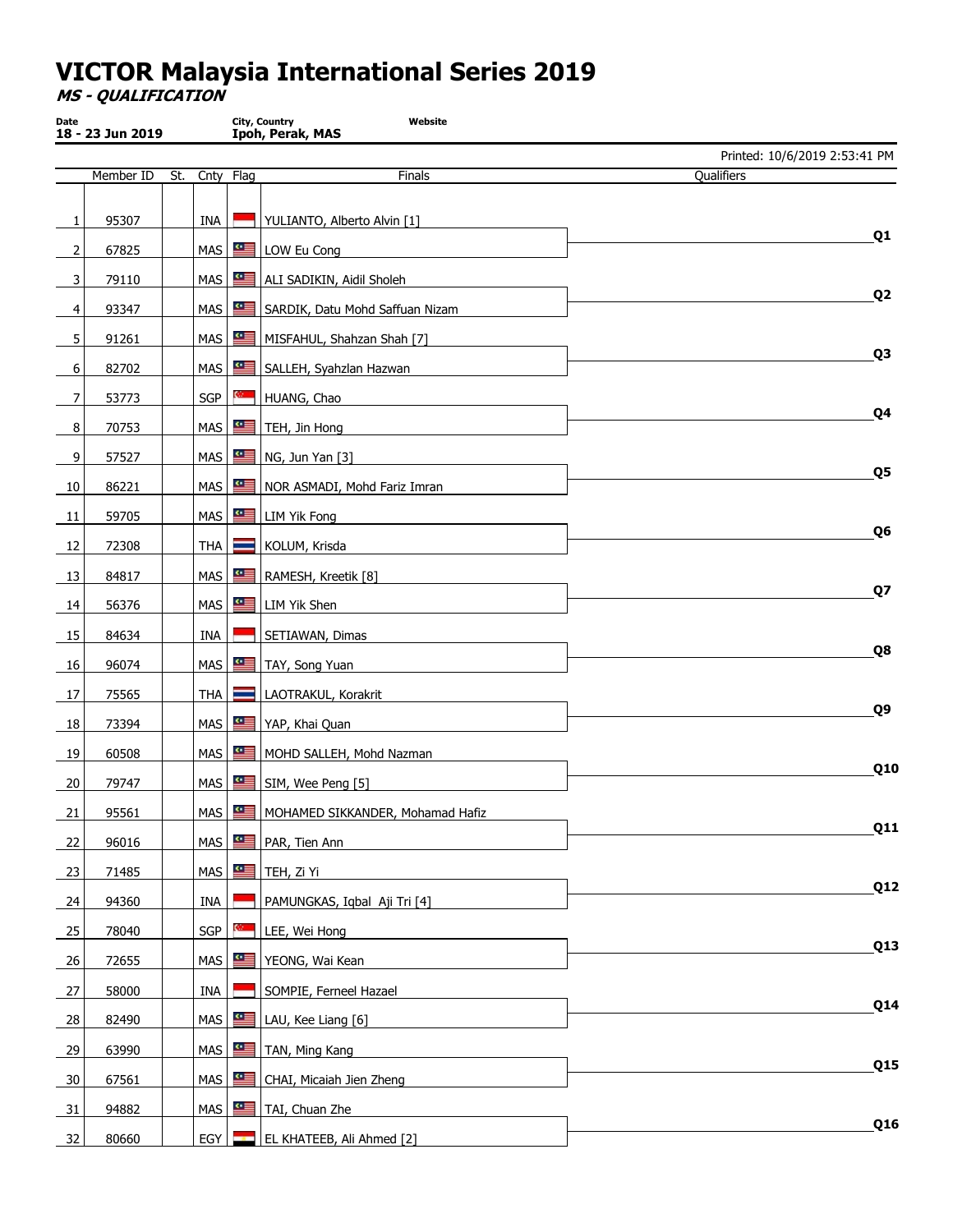# VICTOR Malaysia International Series 2019

***MS - QUALIFICATION***

| Date | City, Country | Website |
|---|---|---|
| **18 - 23 Jun 2019** | **Ipoh, Perak, MAS** | |

Printed: 10/6/2019 2:53:41 PM

| | Member ID | St. | Cnty | Flag | Finals | Qualifiers |
|---|---|---|---|---|---|---|
| 1 | 95307 | | INA | | YULIANTO, Alberto Alvin [1] | |
| 2 | 67825 | | MAS | | LOW Eu Cong | **Q1** |
| 3 | 79110 | | MAS | | ALI SADIKIN, Aidil Sholeh | |
| 4 | 93347 | | MAS | | SARDIK, Datu Mohd Saffuan Nizam | **Q2** |
| 5 | 91261 | | MAS | | MISFAHUL, Shahzan Shah [7] | |
| 6 | 82702 | | MAS | | SALLEH, Syahzlan Hazwan | **Q3** |
| 7 | 53773 | | SGP | | HUANG, Chao | |
| 8 | 70753 | | MAS | | TEH, Jin Hong | **Q4** |
| 9 | 57527 | | MAS | | NG, Jun Yan [3] | |
| 10 | 86221 | | MAS | | NOR ASMADI, Mohd Fariz Imran | **Q5** |
| 11 | 59705 | | MAS | | LIM Yik Fong | |
| 12 | 72308 | | THA | | KOLUM, Krisda | **Q6** |
| 13 | 84817 | | MAS | | RAMESH, Kreetik [8] | |
| 14 | 56376 | | MAS | | LIM Yik Shen | **Q7** |
| 15 | 84634 | | INA | | SETIAWAN, Dimas | |
| 16 | 96074 | | MAS | | TAY, Song Yuan | **Q8** |
| 17 | 75565 | | THA | | LAOTRAKUL, Korakrit | |
| 18 | 73394 | | MAS | | YAP, Khai Quan | **Q9** |
| 19 | 60508 | | MAS | | MOHD SALLEH, Mohd Nazman | |
| 20 | 79747 | | MAS | | SIM, Wee Peng [5] | **Q10** |
| 21 | 95561 | | MAS | | MOHAMED SIKKANDER, Mohamad Hafiz | |
| 22 | 96016 | | MAS | | PAR, Tien Ann | **Q11** |
| 23 | 71485 | | MAS | | TEH, Zi Yi | |
| 24 | 94360 | | INA | | PAMUNGKAS, Iqbal Aji Tri [4] | **Q12** |
| 25 | 78040 | | SGP | | LEE, Wei Hong | |
| 26 | 72655 | | MAS | | YEONG, Wai Kean | **Q13** |
| 27 | 58000 | | INA | | SOMPIE, Ferneel Hazael | |
| 28 | 82490 | | MAS | | LAU, Kee Liang [6] | **Q14** |
| 29 | 63990 | | MAS | | TAN, Ming Kang | |
| 30 | 67561 | | MAS | | CHAI, Micaiah Jien Zheng | **Q15** |
| 31 | 94882 | | MAS | | TAI, Chuan Zhe | |
| 32 | 80660 | | EGY | | EL KHATEEB, Ali Ahmed [2] | **Q16** |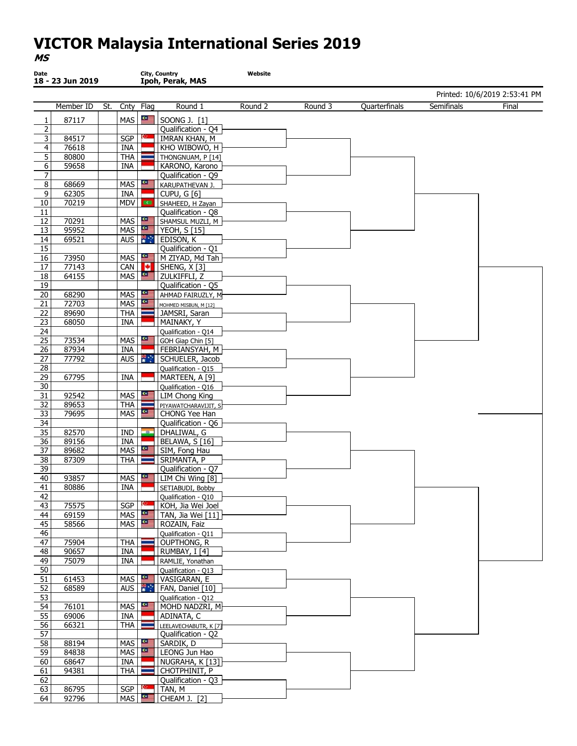# VICTOR Malaysia International Series 2019

***MS***

**Date**
**18 - 23 Jun 2019**

**City, Country**
**Ipoh, Perak, MAS**

**Website**

Printed: 10/6/2019 2:53:41 PM

| | Member ID | St. | Cnty | Flag | Round 1 | Round 2 | Round 3 | Quarterfinals | Semifinals | Final |
|---|---|---|---|---|---|---|---|---|---|---|
| 1 | 87117 | | MAS | | SOONG J. [1] | | | | | |
| 2 | | | | | Qualification - Q4 | | | | | |
| 3 | 84517 | | SGP | | IMRAN KHAN, M | | | | | |
| 4 | 76618 | | INA | | KHO WIBOWO, H | | | | | |
| 5 | 80800 | | THA | | THONGNUAM, P [14] | | | | | |
| 6 | 59658 | | INA | | KARONO, Karono | | | | | |
| 7 | | | | | Qualification - Q9 | | | | | |
| 8 | 68669 | | MAS | | KARUPATHEVAN J. | | | | | |
| 9 | 62305 | | INA | | CUPU, G [6] | | | | | |
| 10 | 70219 | | MDV | | SHAHEED, H Zayan | | | | | |
| 11 | | | | | Qualification - Q8 | | | | | |
| 12 | 70291 | | MAS | | SHAMSUL MUZLI, M | | | | | |
| 13 | 95952 | | MAS | | YEOH, S [15] | | | | | |
| 14 | 69521 | | AUS | | EDISON, K | | | | | |
| 15 | | | | | Qualification - Q1 | | | | | |
| 16 | 73950 | | MAS | | M ZIYAD, Md Tah | | | | | |
| 17 | 77143 | | CAN | | SHENG, X [3] | | | | | |
| 18 | 64155 | | MAS | | ZULKIFFLI, Z | | | | | |
| 19 | | | | | Qualification - Q5 | | | | | |
| 20 | 68290 | | MAS | | AHMAD FAIRUZLY, M | | | | | |
| 21 | 72703 | | MAS | | MOHMED MISBUN, M [12] | | | | | |
| 22 | 89690 | | THA | | JAMSRI, Saran | | | | | |
| 23 | 68050 | | INA | | MAINAKY, Y | | | | | |
| 24 | | | | | Qualification - Q14 | | | | | |
| 25 | 73534 | | MAS | | GOH Giap Chin [5] | | | | | |
| 26 | 87934 | | INA | | FEBRIANSYAH, M | | | | | |
| 27 | 77792 | | AUS | | SCHUELER, Jacob | | | | | |
| 28 | | | | | Qualification - Q15 | | | | | |
| 29 | 67795 | | INA | | MARTEEN, A [9] | | | | | |
| 30 | | | | | Qualification - Q16 | | | | | |
| 31 | 92542 | | MAS | | LIM Chong King | | | | | |
| 32 | 89653 | | THA | | PIYAWATCHARAVIJIT, S | | | | | |
| 33 | 79695 | | MAS | | CHONG Yee Han | | | | | |
| 34 | | | | | Qualification - Q6 | | | | | |
| 35 | 82570 | | IND | | DHALIWAL, G | | | | | |
| 36 | 89156 | | INA | | BELAWA, S [16] | | | | | |
| 37 | 89682 | | MAS | | SIM, Fong Hau | | | | | |
| 38 | 87309 | | THA | | SRIMANTA, P | | | | | |
| 39 | | | | | Qualification - Q7 | | | | | |
| 40 | 93857 | | MAS | | LIM Chi Wing [8] | | | | | |
| 41 | 80886 | | INA | | SETIABUDI, Bobby | | | | | |
| 42 | | | | | Qualification - Q10 | | | | | |
| 43 | 75575 | | SGP | | KOH, Jia Wei Joel | | | | | |
| 44 | 69159 | | MAS | | TAN, Jia Wei [11] | | | | | |
| 45 | 58566 | | MAS | | ROZAIN, Faiz | | | | | |
| 46 | | | | | Qualification - Q11 | | | | | |
| 47 | 75904 | | THA | | OUPTHONG, R | | | | | |
| 48 | 90657 | | INA | | RUMBAY, I [4] | | | | | |
| 49 | 75079 | | INA | | RAMLIE, Yonathan | | | | | |
| 50 | | | | | Qualification - Q13 | | | | | |
| 51 | 61453 | | MAS | | VASIGARAN, E | | | | | |
| 52 | 68589 | | AUS | | FAN, Daniel [10] | | | | | |
| 53 | | | | | Qualification - Q12 | | | | | |
| 54 | 76101 | | MAS | | MOHD NADZRI, M | | | | | |
| 55 | 69006 | | INA | | ADINATA, C | | | | | |
| 56 | 66321 | | THA | | LEELAVECHABUTR, K [7] | | | | | |
| 57 | | | | | Qualification - Q2 | | | | | |
| 58 | 88194 | | MAS | | SARDIK, D | | | | | |
| 59 | 84838 | | MAS | | LEONG Jun Hao | | | | | |
| 60 | 68647 | | INA | | NUGRAHA, K [13] | | | | | |
| 61 | 94381 | | THA | | CHOTPHINIT, P | | | | | |
| 62 | | | | | Qualification - Q3 | | | | | |
| 63 | 86795 | | SGP | | TAN, M | | | | | |
| 64 | 92796 | | MAS | | CHEAM J. [2] | | | | | |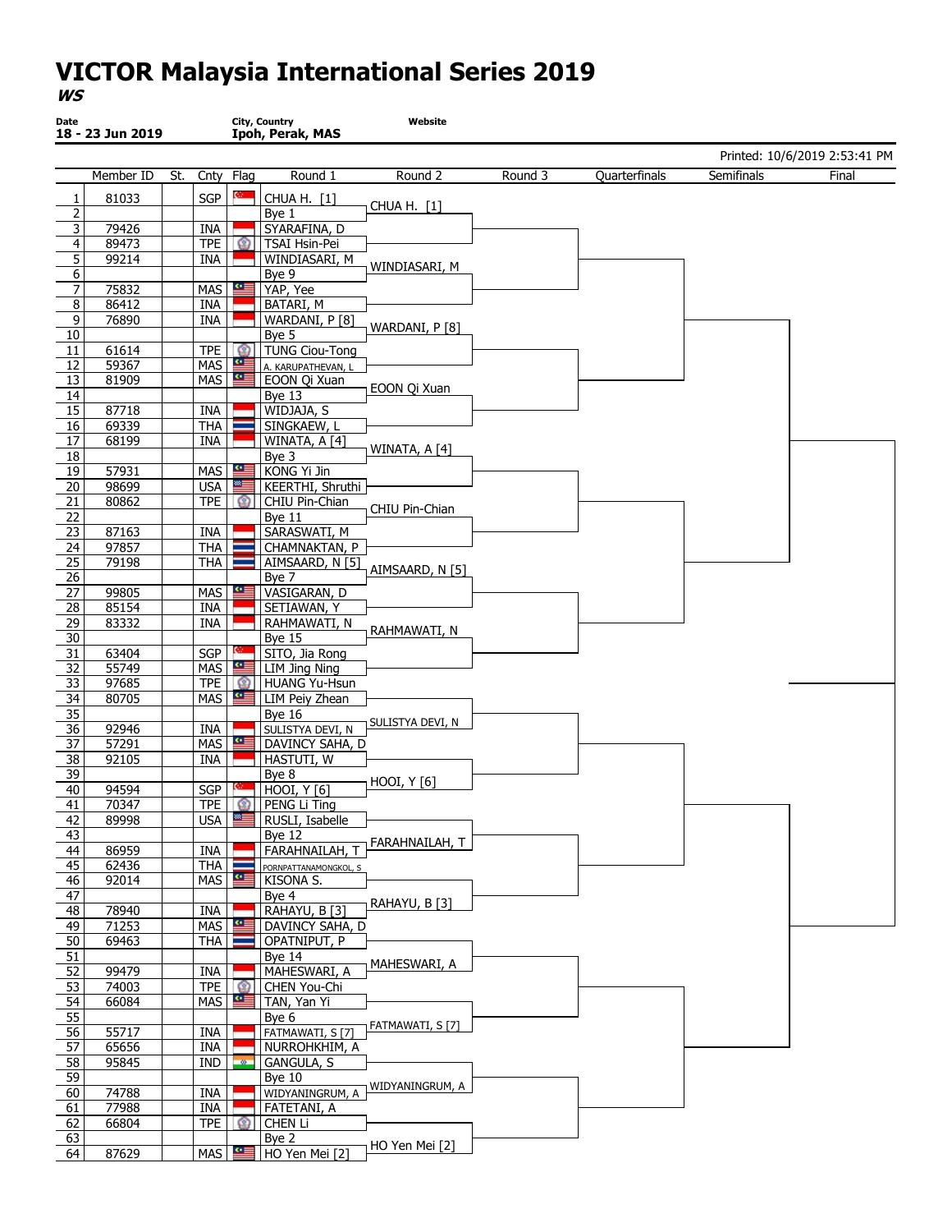# VICTOR Malaysia International Series 2019

***WS***

**Date**
**18 - 23 Jun 2019**

**City, Country**
**Ipoh, Perak, MAS**

**Website**

Printed: 10/6/2019 2:53:41 PM

| | Member ID | St. | Cnty | Flag | Round 1 | Round 2 | Round 3 | Quarterfinals | Semifinals | Final |
|---|---|---|---|---|---|---|---|---|---|---|
| 1 | 81033 | | SGP | | CHUA H. [1] | CHUA H. [1] | | | | |
| 2 | | | | | Bye 1 | | | | | |
| 3 | 79426 | | INA | | SYARAFINA, D | | | | | |
| 4 | 89473 | | TPE | | TSAI Hsin-Pei | | | | | |
| 5 | 99214 | | INA | | WINDIASARI, M | WINDIASARI, M | | | | |
| 6 | | | | | Bye 9 | | | | | |
| 7 | 75832 | | MAS | | YAP, Yee | | | | | |
| 8 | 86412 | | INA | | BATARI, M | | | | | |
| 9 | 76890 | | INA | | WARDANI, P [8] | WARDANI, P [8] | | | | |
| 10 | | | | | Bye 5 | | | | | |
| 11 | 61614 | | TPE | | TUNG Ciou-Tong | | | | | |
| 12 | 59367 | | MAS | | A. KARUPATHEVAN, L | | | | | |
| 13 | 81909 | | MAS | | EOON Qi Xuan | EOON Qi Xuan | | | | |
| 14 | | | | | Bye 13 | | | | | |
| 15 | 87718 | | INA | | WIDJAJA, S | | | | | |
| 16 | 69339 | | THA | | SINGKAEW, L | | | | | |
| 17 | 68199 | | INA | | WINATA, A [4] | WINATA, A [4] | | | | |
| 18 | | | | | Bye 3 | | | | | |
| 19 | 57931 | | MAS | | KONG Yi Jin | | | | | |
| 20 | 98699 | | USA | | KEERTHI, Shruthi | | | | | |
| 21 | 80862 | | TPE | | CHIU Pin-Chian | CHIU Pin-Chian | | | | |
| 22 | | | | | Bye 11 | | | | | |
| 23 | 87163 | | INA | | SARASWATI, M | | | | | |
| 24 | 97857 | | THA | | CHAMNAKTAN, P | | | | | |
| 25 | 79198 | | THA | | AIMSAARD, N [5] | AIMSAARD, N [5] | | | | |
| 26 | | | | | Bye 7 | | | | | |
| 27 | 99805 | | MAS | | VASIGARAN, D | | | | | |
| 28 | 85154 | | INA | | SETIAWAN, Y | | | | | |
| 29 | 83332 | | INA | | RAHMAWATI, N | RAHMAWATI, N | | | | |
| 30 | | | | | Bye 15 | | | | | |
| 31 | 63404 | | SGP | | SITO, Jia Rong | | | | | |
| 32 | 55749 | | MAS | | LIM Jing Ning | | | | | |
| 33 | 97685 | | TPE | | HUANG Yu-Hsun | | | | | |
| 34 | 80705 | | MAS | | LIM Peiy Zhean | | | | | |
| 35 | | | | | Bye 16 | SULISTYA DEVI, N | | | | |
| 36 | 92946 | | INA | | SULISTYA DEVI, N | | | | | |
| 37 | 57291 | | MAS | | DAVINCY SAHA, D | | | | | |
| 38 | 92105 | | INA | | HASTUTI, W | | | | | |
| 39 | | | | | Bye 8 | HOOI, Y [6] | | | | |
| 40 | 94594 | | SGP | | HOOI, Y [6] | | | | | |
| 41 | 70347 | | TPE | | PENG Li Ting | | | | | |
| 42 | 89998 | | USA | | RUSLI, Isabelle | | | | | |
| 43 | | | | | Bye 12 | FARAHNAILAH, T | | | | |
| 44 | 86959 | | INA | | FARAHNAILAH, T | | | | | |
| 45 | 62436 | | THA | | PORNPATTANAMONGKOL, S | | | | | |
| 46 | 92014 | | MAS | | KISONA S. | | | | | |
| 47 | | | | | Bye 4 | RAHAYU, B [3] | | | | |
| 48 | 78940 | | INA | | RAHAYU, B [3] | | | | | |
| 49 | 71253 | | MAS | | DAVINCY SAHA, D | | | | | |
| 50 | 69463 | | THA | | OPATNIPUT, P | | | | | |
| 51 | | | | | Bye 14 | MAHESWARI, A | | | | |
| 52 | 99479 | | INA | | MAHESWARI, A | | | | | |
| 53 | 74003 | | TPE | | CHEN You-Chi | | | | | |
| 54 | 66084 | | MAS | | TAN, Yan Yi | | | | | |
| 55 | | | | | Bye 6 | FATMAWATI, S [7] | | | | |
| 56 | 55717 | | INA | | FATMAWATI, S [7] | | | | | |
| 57 | 65656 | | INA | | NURROHKHIM, A | | | | | |
| 58 | 95845 | | IND | | GANGULA, S | | | | | |
| 59 | | | | | Bye 10 | WIDYANINGRUM, A | | | | |
| 60 | 74788 | | INA | | WIDYANINGRUM, A | | | | | |
| 61 | 77988 | | INA | | FATETANI, A | | | | | |
| 62 | 66804 | | TPE | | CHEN Li | | | | | |
| 63 | | | | | Bye 2 | HO Yen Mei [2] | | | | |
| 64 | 87629 | | MAS | | HO Yen Mei [2] | | | | | |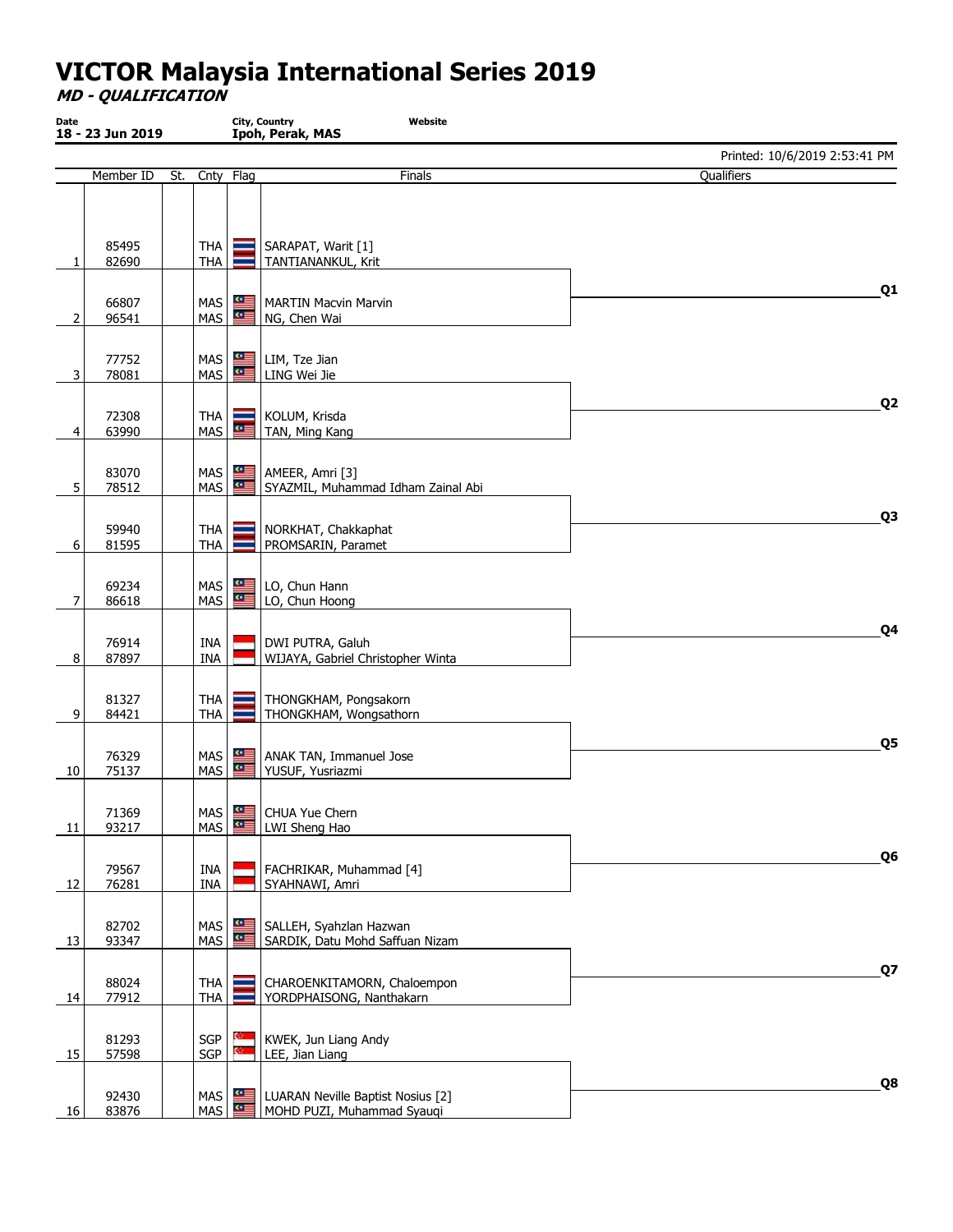# VICTOR Malaysia International Series 2019

***MD - QUALIFICATION***

**Date** 18 - 23 Jun 2019 | **City, Country** Ipoh, Perak, MAS | **Website**

Printed: 10/6/2019 2:53:41 PM

| | Member ID | St. | Cnty | Flag | Finals | Qualifiers |
|---|---|---|---|---|---|---|
| 1 | 85495<br>82690 | | THA<br>THA | | SARAPAT, Warit [1]<br>TANTIANANKUL, Krit | |
| | | | | | | Q1 |
| 2 | 66807<br>96541 | | MAS<br>MAS | | MARTIN Macvin Marvin<br>NG, Chen Wai | |
| 3 | 77752<br>78081 | | MAS<br>MAS | | LIM, Tze Jian<br>LING Wei Jie | |
| | | | | | | Q2 |
| 4 | 72308<br>63990 | | THA<br>MAS | | KOLUM, Krisda<br>TAN, Ming Kang | |
| 5 | 83070<br>78512 | | MAS<br>MAS | | AMEER, Amri [3]<br>SYAZMIL, Muhammad Idham Zainal Abi | |
| | | | | | | Q3 |
| 6 | 59940<br>81595 | | THA<br>THA | | NORKHAT, Chakkaphat<br>PROMSARIN, Paramet | |
| 7 | 69234<br>86618 | | MAS<br>MAS | | LO, Chun Hann<br>LO, Chun Hoong | |
| | | | | | | Q4 |
| 8 | 76914<br>87897 | | INA<br>INA | | DWI PUTRA, Galuh<br>WIJAYA, Gabriel Christopher Winta | |
| 9 | 81327<br>84421 | | THA<br>THA | | THONGKHAM, Pongsakorn<br>THONGKHAM, Wongsathorn | |
| | | | | | | Q5 |
| 10 | 76329<br>75137 | | MAS<br>MAS | | ANAK TAN, Immanuel Jose<br>YUSUF, Yusriazmi | |
| 11 | 71369<br>93217 | | MAS<br>MAS | | CHUA Yue Chern<br>LWI Sheng Hao | |
| | | | | | | Q6 |
| 12 | 79567<br>76281 | | INA<br>INA | | FACHRIKAR, Muhammad [4]<br>SYAHNAWI, Amri | |
| 13 | 82702<br>93347 | | MAS<br>MAS | | SALLEH, Syahzlan Hazwan<br>SARDIK, Datu Mohd Saffuan Nizam | |
| | | | | | | Q7 |
| 14 | 88024<br>77912 | | THA<br>THA | | CHAROENKITAMORN, Chaloempon<br>YORDPHAISONG, Nanthakarn | |
| 15 | 81293<br>57598 | | SGP<br>SGP | | KWEK, Jun Liang Andy<br>LEE, Jian Liang | |
| | | | | | | Q8 |
| 16 | 92430<br>83876 | | MAS<br>MAS | | LUARAN Neville Baptist Nosius [2]<br>MOHD PUZI, Muhammad Syauqi | |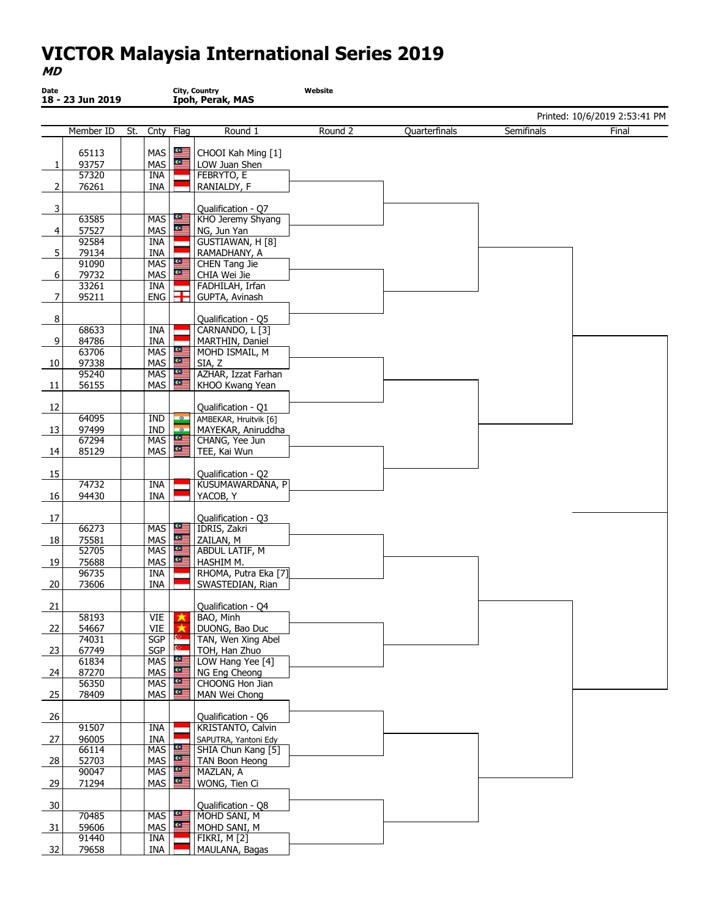# VICTOR Malaysia International Series 2019

***MD***

**Date**
**18 - 23 Jun 2019**

**City, Country**
**Ipoh, Perak, MAS**

**Website**

Printed: 10/6/2019 2:53:41 PM

| | Member ID | St. | Cnty | Flag | Round 1 | Round 2 | Quarterfinals | Semifinals | Final |
|---|---|---|---|---|---|---|---|---|---|
| 1 | 65113 | | MAS | | CHOOI Kah Ming [1] | | | | |
| | 93757 | | MAS | | LOW Juan Shen | | | | |
| 2 | 57320 | | INA | | FEBRYTO, E | | | | |
| | 76261 | | INA | | RANIALDY, F | | | | |
| 3 | | | | | Qualification - Q7 | | | | |
| 4 | 63585 | | MAS | | KHO Jeremy Shyang | | | | |
| | 57527 | | MAS | | NG, Jun Yan | | | | |
| 5 | 92584 | | INA | | GUSTIAWAN, H [8] | | | | |
| | 79134 | | INA | | RAMADHANY, A | | | | |
| 6 | 91090 | | MAS | | CHEN Tang Jie | | | | |
| | 79732 | | MAS | | CHIA Wei Jie | | | | |
| 7 | 33261 | | INA | | FADHILAH, Irfan | | | | |
| | 95211 | | ENG | | GUPTA, Avinash | | | | |
| 8 | | | | | Qualification - Q5 | | | | |
| 9 | 68633 | | INA | | CARNANDO, L [3] | | | | |
| | 84786 | | INA | | MARTHIN, Daniel | | | | |
| 10 | 63706 | | MAS | | MOHD ISMAIL, M | | | | |
| | 97338 | | MAS | | SIA, Z | | | | |
| 11 | 95240 | | MAS | | AZHAR, Izzat Farhan | | | | |
| | 56155 | | MAS | | KHOO Kwang Yean | | | | |
| 12 | | | | | Qualification - Q1 | | | | |
| 13 | 64095 | | IND | | AMBEKAR, Hruitvik [6] | | | | |
| | 97499 | | IND | | MAYEKAR, Aniruddha | | | | |
| 14 | 67294 | | MAS | | CHANG, Yee Jun | | | | |
| | 85129 | | MAS | | TEE, Kai Wun | | | | |
| 15 | | | | | Qualification - Q2 | | | | |
| 16 | 74732 | | INA | | KUSUMAWARDANA, P | | | | |
| | 94430 | | INA | | YACOB, Y | | | | |
| 17 | | | | | Qualification - Q3 | | | | |
| 18 | 66273 | | MAS | | IDRIS, Zakri | | | | |
| | 75581 | | MAS | | ZAILAN, M | | | | |
| 19 | 52705 | | MAS | | ABDUL LATIF, M | | | | |
| | 75688 | | MAS | | HASHIM M. | | | | |
| 20 | 96735 | | INA | | RHOMA, Putra Eka [7] | | | | |
| | 73606 | | INA | | SWASTEDIAN, Rian | | | | |
| 21 | | | | | Qualification - Q4 | | | | |
| 22 | 58193 | | VIE | | BAO, Minh | | | | |
| | 54667 | | VIE | | DUONG, Bao Duc | | | | |
| 23 | 74031 | | SGP | | TAN, Wen Xing Abel | | | | |
| | 67749 | | SGP | | TOH, Han Zhuo | | | | |
| 24 | 61834 | | MAS | | LOW Hang Yee [4] | | | | |
| | 87270 | | MAS | | NG Eng Cheong | | | | |
| 25 | 56350 | | MAS | | CHOONG Hon Jian | | | | |
| | 78409 | | MAS | | MAN Wei Chong | | | | |
| 26 | | | | | Qualification - Q6 | | | | |
| 27 | 91507 | | INA | | KRISTANTO, Calvin | | | | |
| | 96005 | | INA | | SAPUTRA, Yantoni Edy | | | | |
| 28 | 66114 | | MAS | | SHIA Chun Kang [5] | | | | |
| | 52703 | | MAS | | TAN Boon Heong | | | | |
| 29 | 90047 | | MAS | | MAZLAN, A | | | | |
| | 71294 | | MAS | | WONG, Tien Ci | | | | |
| 30 | | | | | Qualification - Q8 | | | | |
| 31 | 70485 | | MAS | | MOHD SANI, M | | | | |
| | 59606 | | MAS | | MOHD SANI, M | | | | |
| 32 | 91440 | | INA | | FIKRI, M [2] | | | | |
| | 79658 | | INA | | MAULANA, Bagas | | | | |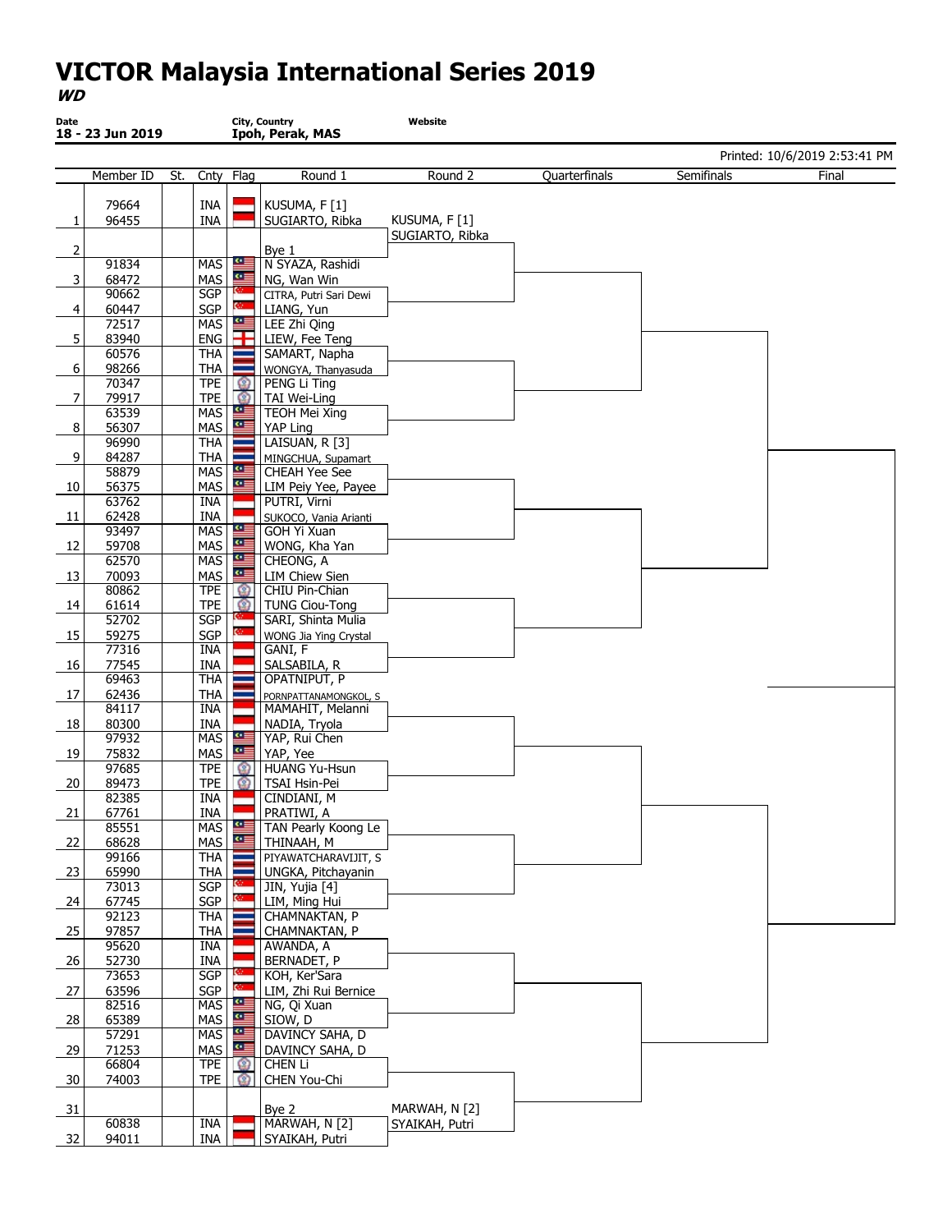# VICTOR Malaysia International Series 2019

***WD***

**Date**
**18 - 23 Jun 2019**

**City, Country**
**Ipoh, Perak, MAS**

**Website**

Printed: 10/6/2019 2:53:41 PM

| | Member ID | St. | Cnty | Flag | Round 1 | Round 2 | Quarterfinals | Semifinals | Final |
|---|---|---|---|---|---|---|---|---|---|
| 1 | 79664 | | INA | | KUSUMA, F [1] | KUSUMA, F [1] | | | |
| | 96455 | | INA | | SUGIARTO, Ribka | SUGIARTO, Ribka | | | |
| 2 | | | | | Bye 1 | | | | |
| 3 | 91834 | | MAS | | N SYAZA, Rashidi | | | | |
| | 68472 | | MAS | | NG, Wan Win | | | | |
| 4 | 90662 | | SGP | | CITRA, Putri Sari Dewi | | | | |
| | 60447 | | SGP | | LIANG, Yun | | | | |
| 5 | 72517 | | MAS | | LEE Zhi Qing | | | | |
| | 83940 | | ENG | | LIEW, Fee Teng | | | | |
| 6 | 60576 | | THA | | SAMART, Napha | | | | |
| | 98266 | | THA | | WONGYA, Thanyasuda | | | | |
| 7 | 70347 | | TPE | | PENG Li Ting | | | | |
| | 79917 | | TPE | | TAI Wei-Ling | | | | |
| 8 | 63539 | | MAS | | TEOH Mei Xing | | | | |
| | 56307 | | MAS | | YAP Ling | | | | |
| 9 | 96990 | | THA | | LAISUAN, R [3] | | | | |
| | 84287 | | THA | | MINGCHUA, Supamart | | | | |
| 10 | 58879 | | MAS | | CHEAH Yee See | | | | |
| | 56375 | | MAS | | LIM Peiy Yee, Payee | | | | |
| 11 | 63762 | | INA | | PUTRI, Virni | | | | |
| | 62428 | | INA | | SUKOCO, Vania Arianti | | | | |
| 12 | 93497 | | MAS | | GOH Yi Xuan | | | | |
| | 59708 | | MAS | | WONG, Kha Yan | | | | |
| 13 | 62570 | | MAS | | CHEONG, A | | | | |
| | 70093 | | MAS | | LIM Chiew Sien | | | | |
| 14 | 80862 | | TPE | | CHIU Pin-Chian | | | | |
| | 61614 | | TPE | | TUNG Ciou-Tong | | | | |
| 15 | 52702 | | SGP | | SARI, Shinta Mulia | | | | |
| | 59275 | | SGP | | WONG Jia Ying Crystal | | | | |
| 16 | 77316 | | INA | | GANI, F | | | | |
| | 77545 | | INA | | SALSABILA, R | | | | |
| 17 | 69463 | | THA | | OPATNIPUT, P | | | | |
| | 62436 | | THA | | PORNPATTANAMONGKOL, S | | | | |
| 18 | 84117 | | INA | | MAMAHIT, Melanni | | | | |
| | 80300 | | INA | | NADIA, Tryola | | | | |
| 19 | 97932 | | MAS | | YAP, Rui Chen | | | | |
| | 75832 | | MAS | | YAP, Yee | | | | |
| 20 | 97685 | | TPE | | HUANG Yu-Hsun | | | | |
| | 89473 | | TPE | | TSAI Hsin-Pei | | | | |
| 21 | 82385 | | INA | | CINDIANI, M | | | | |
| | 67761 | | INA | | PRATIWI, A | | | | |
| 22 | 85551 | | MAS | | TAN Pearly Koong Le | | | | |
| | 68628 | | MAS | | THINAAH, M | | | | |
| 23 | 99166 | | THA | | PIYAWATCHARAVIJIT, S | | | | |
| | 65990 | | THA | | UNGKA, Pitchayanin | | | | |
| 24 | 73013 | | SGP | | JIN, Yujia [4] | | | | |
| | 67745 | | SGP | | LIM, Ming Hui | | | | |
| 25 | 92123 | | THA | | CHAMNAKTAN, P | | | | |
| | 97857 | | THA | | CHAMNAKTAN, P | | | | |
| 26 | 95620 | | INA | | AWANDA, A | | | | |
| | 52730 | | INA | | BERNADET, P | | | | |
| 27 | 73653 | | SGP | | KOH, Ker'Sara | | | | |
| | 63596 | | SGP | | LIM, Zhi Rui Bernice | | | | |
| 28 | 82516 | | MAS | | NG, Qi Xuan | | | | |
| | 65389 | | MAS | | SIOW, D | | | | |
| 29 | 57291 | | MAS | | DAVINCY SAHA, D | | | | |
| | 71253 | | MAS | | DAVINCY SAHA, D | | | | |
| 30 | 66804 | | TPE | | CHEN Li | | | | |
| | 74003 | | TPE | | CHEN You-Chi | | | | |
| 31 | | | | | Bye 2 | MARWAH, N [2] | | | |
| | | | | | | SYAIKAH, Putri | | | |
| 32 | 60838 | | INA | | MARWAH, N [2] | | | | |
| | 94011 | | INA | | SYAIKAH, Putri | | | | |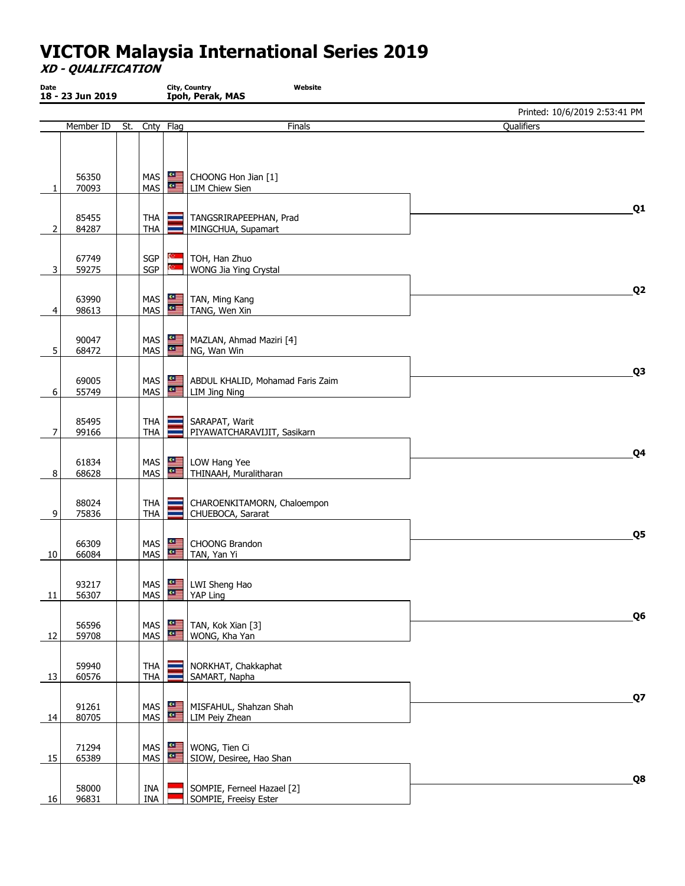# VICTOR Malaysia International Series 2019

***XD - QUALIFICATION***

**Date** 18 - 23 Jun 2019 | **City, Country** Ipoh, Perak, MAS | **Website**

Printed: 10/6/2019 2:53:41 PM

| | Member ID | St. | Cnty | Flag | Finals | Qualifiers |
|---|---|---|---|---|---|---|
| 1 | 56350<br>70093 | | MAS<br>MAS | | CHOONG Hon Jian [1]<br>LIM Chiew Sien | |
| | | | | | | Q1 |
| 2 | 85455<br>84287 | | THA<br>THA | | TANGSRIRAPEEPHAN, Prad<br>MINGCHUA, Supamart | |
| 3 | 67749<br>59275 | | SGP<br>SGP | | TOH, Han Zhuo<br>WONG Jia Ying Crystal | |
| | | | | | | Q2 |
| 4 | 63990<br>98613 | | MAS<br>MAS | | TAN, Ming Kang<br>TANG, Wen Xin | |
| 5 | 90047<br>68472 | | MAS<br>MAS | | MAZLAN, Ahmad Maziri [4]<br>NG, Wan Win | |
| | | | | | | Q3 |
| 6 | 69005<br>55749 | | MAS<br>MAS | | ABDUL KHALID, Mohamad Faris Zaim<br>LIM Jing Ning | |
| 7 | 85495<br>99166 | | THA<br>THA | | SARAPAT, Warit<br>PIYAWATCHARAVIJIT, Sasikarn | |
| | | | | | | Q4 |
| 8 | 61834<br>68628 | | MAS<br>MAS | | LOW Hang Yee<br>THINAAH, Muralitharan | |
| 9 | 88024<br>75836 | | THA<br>THA | | CHAROENKITAMORN, Chaloempon<br>CHUEBOCA, Sararat | |
| | | | | | | Q5 |
| 10 | 66309<br>66084 | | MAS<br>MAS | | CHOONG Brandon<br>TAN, Yan Yi | |
| 11 | 93217<br>56307 | | MAS<br>MAS | | LWI Sheng Hao<br>YAP Ling | |
| | | | | | | Q6 |
| 12 | 56596<br>59708 | | MAS<br>MAS | | TAN, Kok Xian [3]<br>WONG, Kha Yan | |
| 13 | 59940<br>60576 | | THA<br>THA | | NORKHAT, Chakkaphat<br>SAMART, Napha | |
| | | | | | | Q7 |
| 14 | 91261<br>80705 | | MAS<br>MAS | | MISFAHUL, Shahzan Shah<br>LIM Peiy Zhean | |
| 15 | 71294<br>65389 | | MAS<br>MAS | | WONG, Tien Ci<br>SIOW, Desiree, Hao Shan | |
| | | | | | | Q8 |
| 16 | 58000<br>96831 | | INA<br>INA | | SOMPIE, Ferneel Hazael [2]<br>SOMPIE, Freeisy Ester | |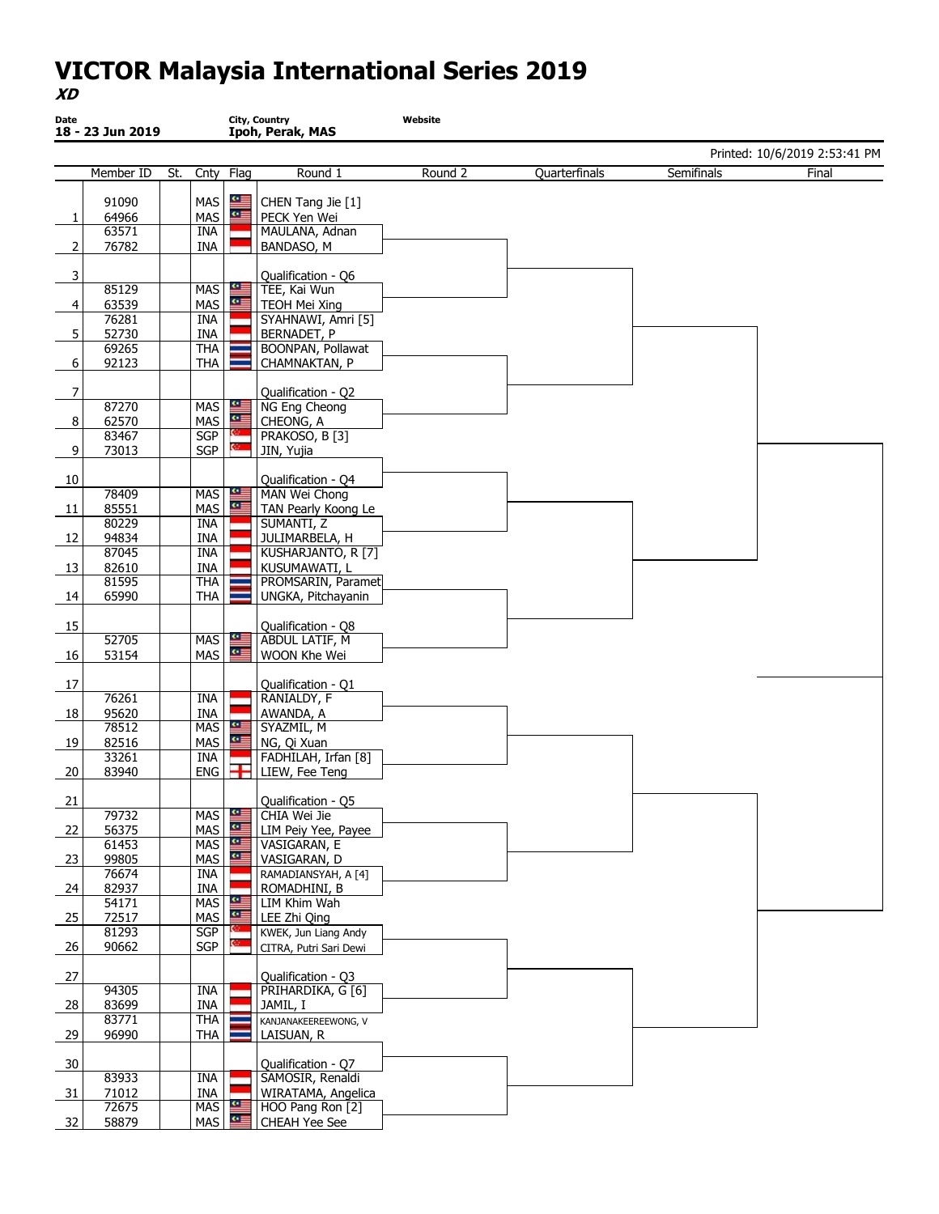# VICTOR Malaysia International Series 2019

***XD***

**Date**
**18 - 23 Jun 2019**

**City, Country**
**Ipoh, Perak, MAS**

**Website**

Printed: 10/6/2019 2:53:41 PM

| | Member ID | St. | Cnty | Flag | Round 1 | Round 2 | Quarterfinals | Semifinals | Final |
|---|---|---|---|---|---|---|---|---|---|
| | 91090 | | MAS | | CHEN Tang Jie [1] | | | | |
| 1 | 64966 | | MAS | | PECK Yen Wei | | | | |
| | 63571 | | INA | | MAULANA, Adnan | | | | |
| 2 | 76782 | | INA | | BANDASO, M | | | | |
| 3 | | | | | Qualification - Q6 | | | | |
| | 85129 | | MAS | | TEE, Kai Wun | | | | |
| 4 | 63539 | | MAS | | TEOH Mei Xing | | | | |
| | 76281 | | INA | | SYAHNAWI, Amri [5] | | | | |
| 5 | 52730 | | INA | | BERNADET, P | | | | |
| | 69265 | | THA | | BOONPAN, Pollawat | | | | |
| 6 | 92123 | | THA | | CHAMNAKTAN, P | | | | |
| 7 | | | | | Qualification - Q2 | | | | |
| | 87270 | | MAS | | NG Eng Cheong | | | | |
| 8 | 62570 | | MAS | | CHEONG, A | | | | |
| | 83467 | | SGP | | PRAKOSO, B [3] | | | | |
| 9 | 73013 | | SGP | | JIN, Yujia | | | | |
| 10 | | | | | Qualification - Q4 | | | | |
| | 78409 | | MAS | | MAN Wei Chong | | | | |
| 11 | 85551 | | MAS | | TAN Pearly Koong Le | | | | |
| | 80229 | | INA | | SUMANTI, Z | | | | |
| 12 | 94834 | | INA | | JULIMARBELA, H | | | | |
| | 87045 | | INA | | KUSHARJANTO, R [7] | | | | |
| 13 | 82610 | | INA | | KUSUMAWATI, L | | | | |
| | 81595 | | THA | | PROMSARIN, Paramet | | | | |
| 14 | 65990 | | THA | | UNGKA, Pitchayanin | | | | |
| 15 | | | | | Qualification - Q8 | | | | |
| | 52705 | | MAS | | ABDUL LATIF, M | | | | |
| 16 | 53154 | | MAS | | WOON Khe Wei | | | | |
| 17 | | | | | Qualification - Q1 | | | | |
| | 76261 | | INA | | RANIALDY, F | | | | |
| 18 | 95620 | | INA | | AWANDA, A | | | | |
| | 78512 | | MAS | | SYAZMIL, M | | | | |
| 19 | 82516 | | MAS | | NG, Qi Xuan | | | | |
| | 33261 | | INA | | FADHILAH, Irfan [8] | | | | |
| 20 | 83940 | | ENG | | LIEW, Fee Teng | | | | |
| 21 | | | | | Qualification - Q5 | | | | |
| | 79732 | | MAS | | CHIA Wei Jie | | | | |
| 22 | 56375 | | MAS | | LIM Peiy Yee, Payee | | | | |
| | 61453 | | MAS | | VASIGARAN, E | | | | |
| 23 | 99805 | | MAS | | VASIGARAN, D | | | | |
| | 76674 | | INA | | RAMADIANSYAH, A [4] | | | | |
| 24 | 82937 | | INA | | ROMADHINI, B | | | | |
| | 54171 | | MAS | | LIM Khim Wah | | | | |
| 25 | 72517 | | MAS | | LEE Zhi Qing | | | | |
| | 81293 | | SGP | | KWEK, Jun Liang Andy | | | | |
| 26 | 90662 | | SGP | | CITRA, Putri Sari Dewi | | | | |
| 27 | | | | | Qualification - Q3 | | | | |
| | 94305 | | INA | | PRIHARDIKA, G [6] | | | | |
| 28 | 83699 | | INA | | JAMIL, I | | | | |
| | 83771 | | THA | | KANJANAKEEREEWONG, V | | | | |
| 29 | 96990 | | THA | | LAISUAN, R | | | | |
| 30 | | | | | Qualification - Q7 | | | | |
| | 83933 | | INA | | SAMOSIR, Renaldi | | | | |
| 31 | 71012 | | INA | | WIRATAMA, Angelica | | | | |
| | 72675 | | MAS | | HOO Pang Ron [2] | | | | |
| 32 | 58879 | | MAS | | CHEAH Yee See | | | | |